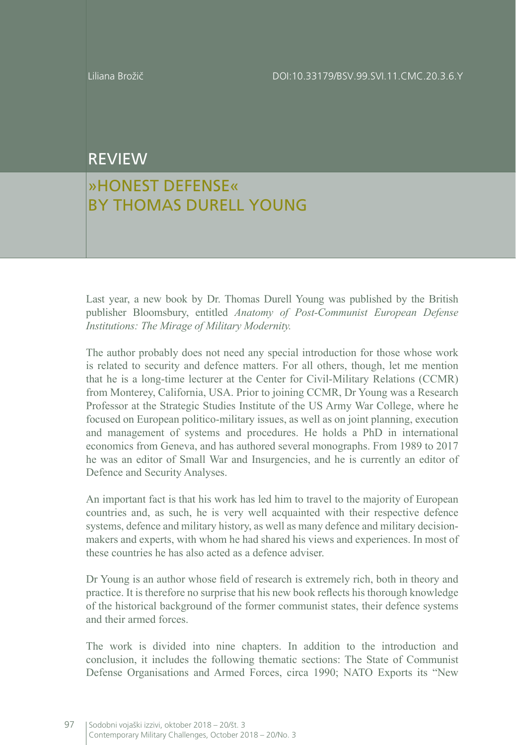Liliana Brožič

DOI:10.33179/BSV.99.SVI.11.CMC.20.3.6.Y

# REVIEW

## »HONEST DEFENSE« BY THOMAS DURELL YOUNG

Last year, a new book by Dr. Thomas Durell Young was published by the British publisher Bloomsbury, entitled *Anatomy of Post-Communist European Defense Institutions: The Mirage of Military Modernity.*

The author probably does not need any special introduction for those whose work is related to security and defence matters. For all others, though, let me mention that he is a long-time lecturer at the Center for Civil-Military Relations (CCMR) from Monterey, California, USA. Prior to joining CCMR, Dr Young was a Research Professor at the Strategic Studies Institute of the US Army War College, where he focused on European politico-military issues, as well as on joint planning, execution and management of systems and procedures. He holds a PhD in international economics from Geneva, and has authored several monographs. From 1989 to 2017 he was an editor of Small War and Insurgencies, and he is currently an editor of Defence and Security Analyses.

An important fact is that his work has led him to travel to the majority of European countries and, as such, he is very well acquainted with their respective defence systems, defence and military history, as well as many defence and military decision-makers and experts, with whom he had shared his views and experiences. In most of these countries he has also acted as a defence adviser.

Dr Young is an author whose field of research is extremely rich, both in theory and practice. It is therefore no surprise that his new book reflects his thorough knowledge of the historical background of the former communist states, their defence systems and their armed forces.

The work is divided into nine chapters. In addition to the introduction and conclusion, it includes the following thematic sections: The State of Communist Defense Organisations and Armed Forces, circa 1990; NATO Exports its "New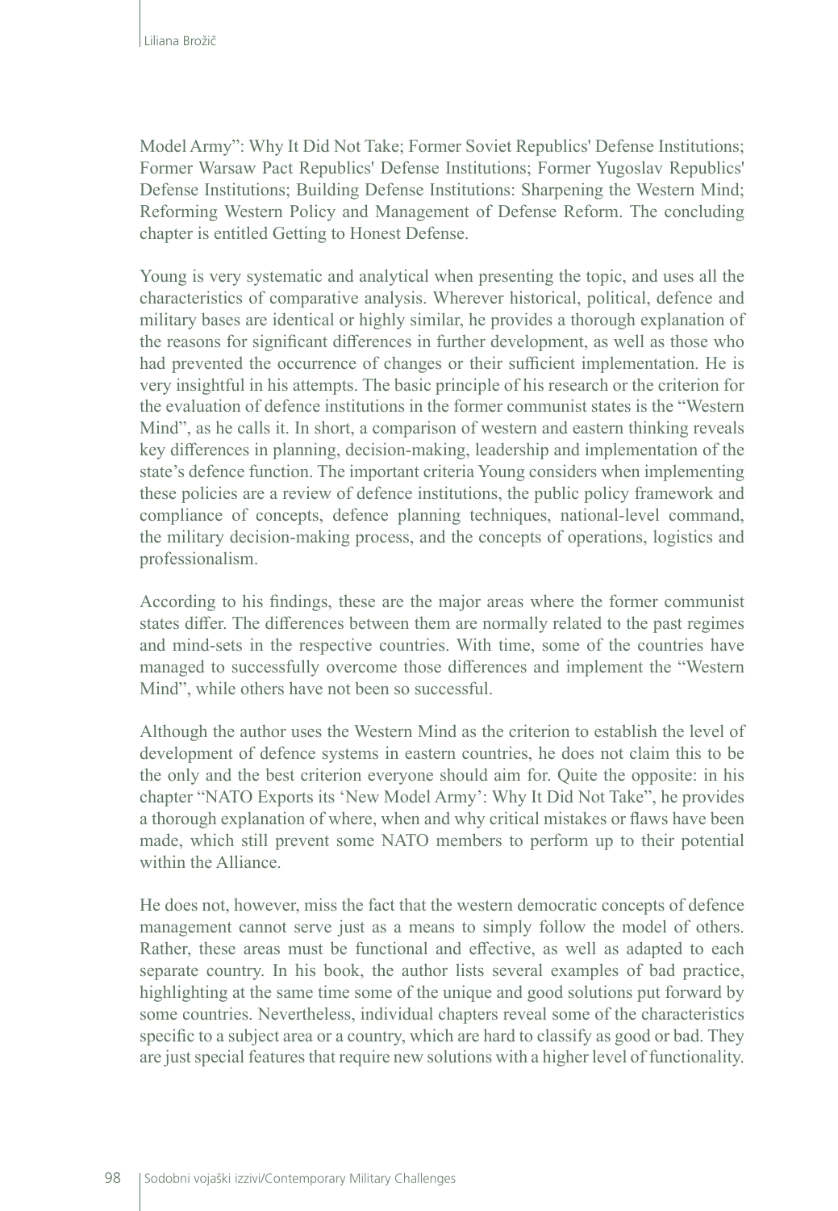Model Army": Why It Did Not Take; Former Soviet Republics' Defense Institutions; Former Warsaw Pact Republics' Defense Institutions; Former Yugoslav Republics' Defense Institutions; Building Defense Institutions: Sharpening the Western Mind; Reforming Western Policy and Management of Defense Reform. The concluding chapter is entitled Getting to Honest Defense.

Young is very systematic and analytical when presenting the topic, and uses all the characteristics of comparative analysis. Wherever historical, political, defence and military bases are identical or highly similar, he provides a thorough explanation of the reasons for significant differences in further development, as well as those who had prevented the occurrence of changes or their sufficient implementation. He is very insightful in his attempts. The basic principle of his research or the criterion for the evaluation of defence institutions in the former communist states is the "Western Mind", as he calls it. In short, a comparison of western and eastern thinking reveals key differences in planning, decision-making, leadership and implementation of the state's defence function. The important criteria Young considers when implementing these policies are a review of defence institutions, the public policy framework and compliance of concepts, defence planning techniques, national-level command, the military decision-making process, and the concepts of operations, logistics and professionalism.

According to his findings, these are the major areas where the former communist states differ. The differences between them are normally related to the past regimes and mind-sets in the respective countries. With time, some of the countries have managed to successfully overcome those differences and implement the "Western Mind", while others have not been so successful.

Although the author uses the Western Mind as the criterion to establish the level of development of defence systems in eastern countries, he does not claim this to be the only and the best criterion everyone should aim for. Quite the opposite: in his chapter "NATO Exports its 'New Model Army': Why It Did Not Take", he provides a thorough explanation of where, when and why critical mistakes or flaws have been made, which still prevent some NATO members to perform up to their potential within the Alliance.

He does not, however, miss the fact that the western democratic concepts of defence management cannot serve just as a means to simply follow the model of others. Rather, these areas must be functional and effective, as well as adapted to each separate country. In his book, the author lists several examples of bad practice, highlighting at the same time some of the unique and good solutions put forward by some countries. Nevertheless, individual chapters reveal some of the characteristics specific to a subject area or a country, which are hard to classify as good or bad. They are just special features that require new solutions with a higher level of functionality.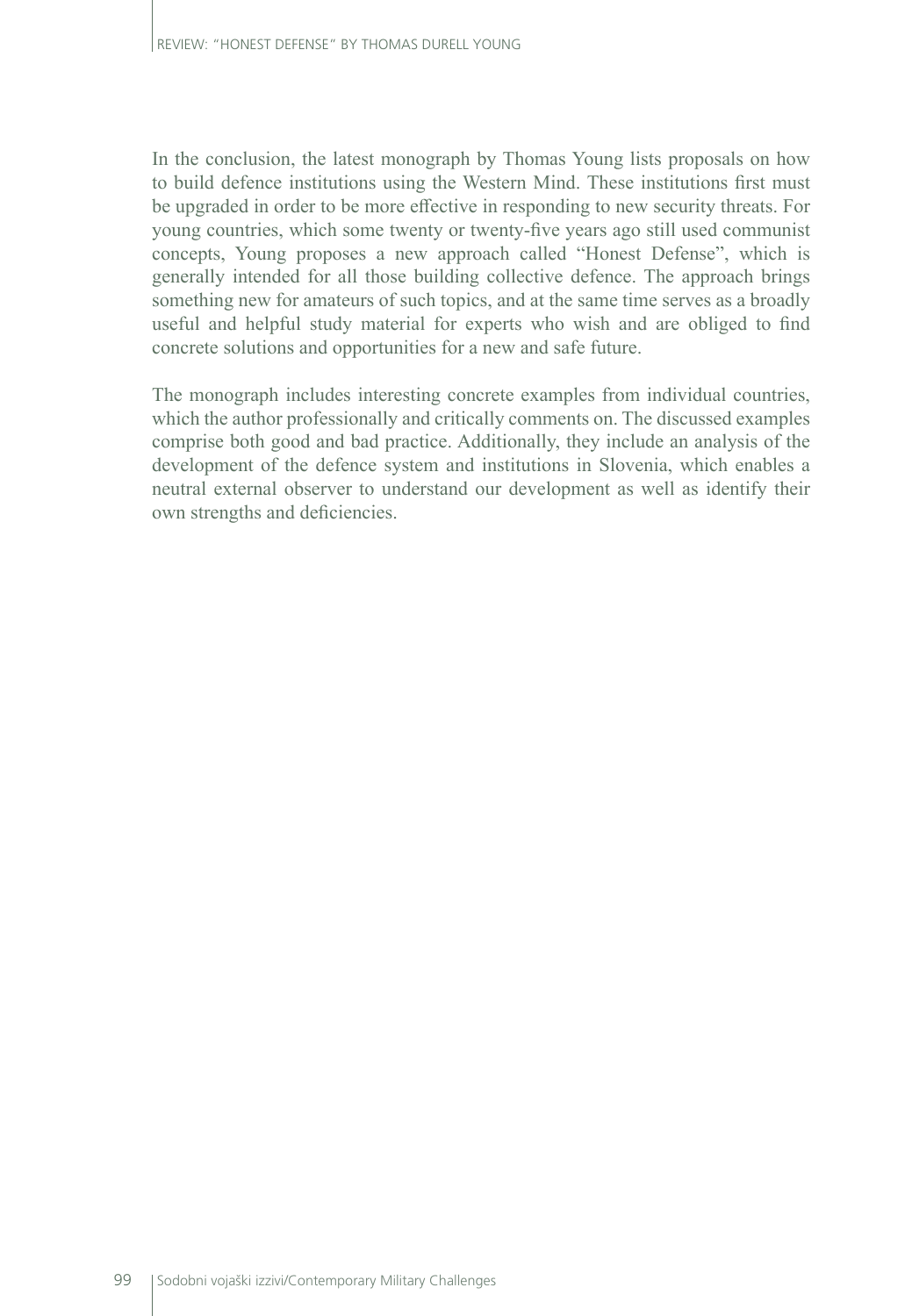In the conclusion, the latest monograph by Thomas Young lists proposals on how to build defence institutions using the Western Mind. These institutions first must be upgraded in order to be more effective in responding to new security threats. For young countries, which some twenty or twenty-five years ago still used communist concepts, Young proposes a new approach called "Honest Defense", which is generally intended for all those building collective defence. The approach brings something new for amateurs of such topics, and at the same time serves as a broadly useful and helpful study material for experts who wish and are obliged to find concrete solutions and opportunities for a new and safe future.

The monograph includes interesting concrete examples from individual countries, which the author professionally and critically comments on. The discussed examples comprise both good and bad practice. Additionally, they include an analysis of the development of the defence system and institutions in Slovenia, which enables a neutral external observer to understand our development as well as identify their own strengths and deficiencies.